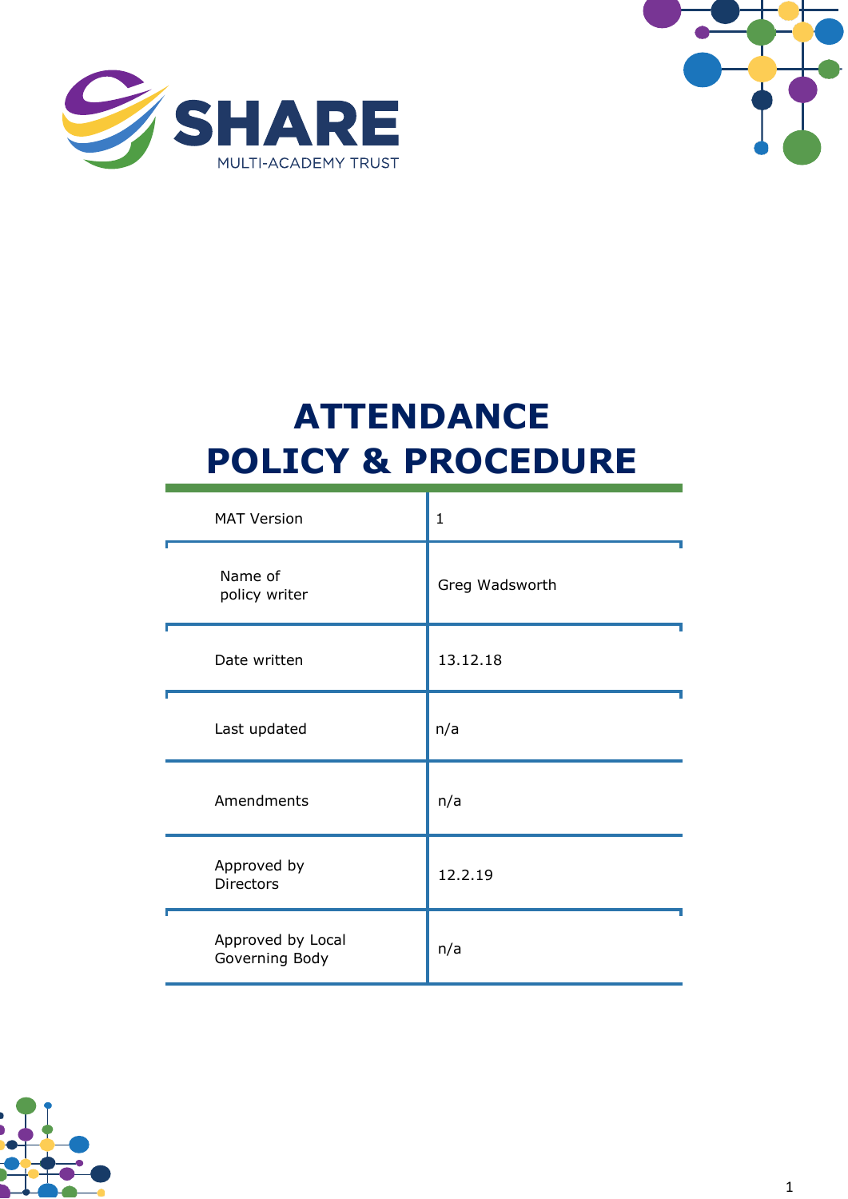SHARE
MULTI-ACADEMY TRUST

# ATTENDANCE POLICY & PROCEDURE

| | |
|---|---|
| MAT Version | 1 |
| Name of policy writer | Greg Wadsworth |
| Date written | 13.12.18 |
| Last updated | n/a |
| Amendments | n/a |
| Approved by Directors | 12.2.19 |
| Approved by Local Governing Body | n/a |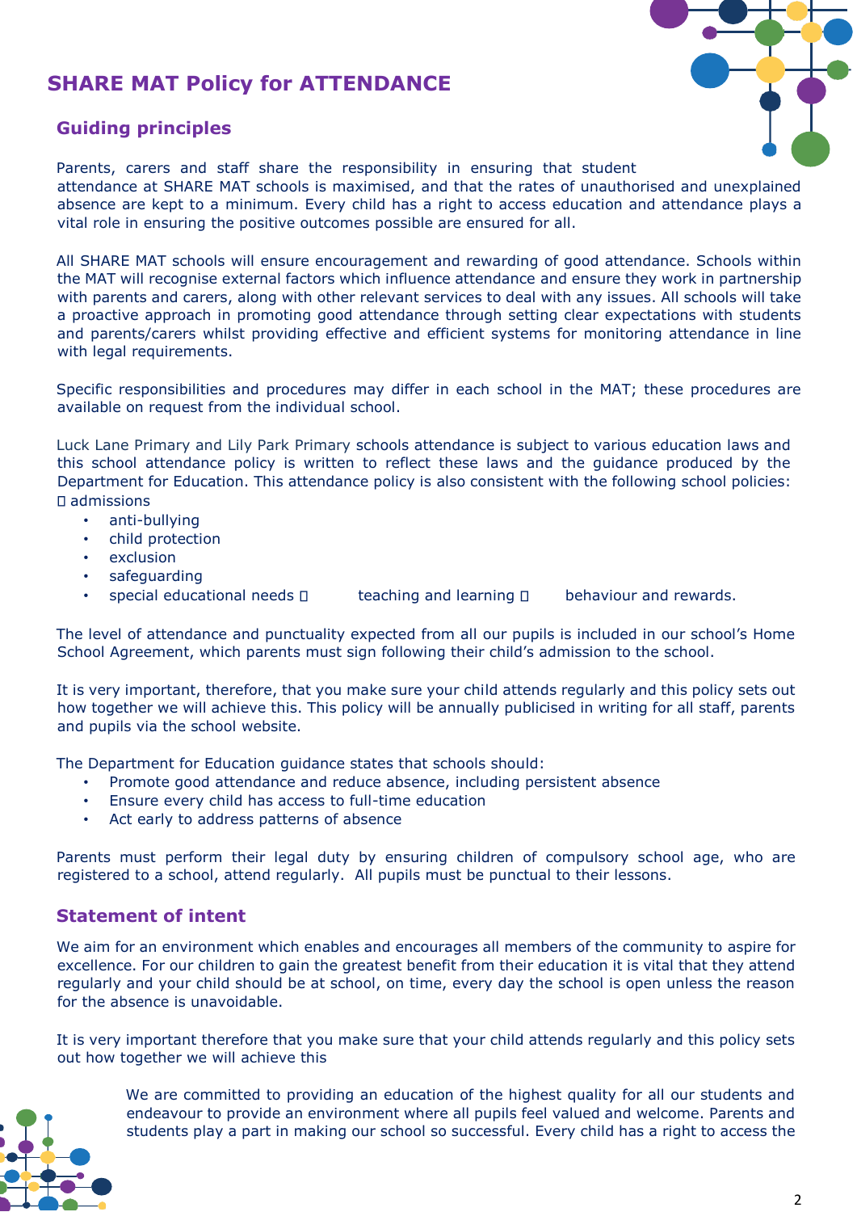# SHARE MAT Policy for ATTENDANCE

## Guiding principles

Parents, carers and staff share the responsibility in ensuring that student attendance at SHARE MAT schools is maximised, and that the rates of unauthorised and unexplained absence are kept to a minimum. Every child has a right to access education and attendance plays a vital role in ensuring the positive outcomes possible are ensured for all.

All SHARE MAT schools will ensure encouragement and rewarding of good attendance. Schools within the MAT will recognise external factors which influence attendance and ensure they work in partnership with parents and carers, along with other relevant services to deal with any issues. All schools will take a proactive approach in promoting good attendance through setting clear expectations with students and parents/carers whilst providing effective and efficient systems for monitoring attendance in line with legal requirements.

Specific responsibilities and procedures may differ in each school in the MAT; these procedures are available on request from the individual school.

Luck Lane Primary and Lily Park Primary schools attendance is subject to various education laws and this school attendance policy is written to reflect these laws and the guidance produced by the Department for Education. This attendance policy is also consistent with the following school policies:

- admissions
- anti-bullying
- child protection
- exclusion
- safeguarding
- special educational needs
- teaching and learning
- behaviour and rewards.

The level of attendance and punctuality expected from all our pupils is included in our school's Home School Agreement, which parents must sign following their child's admission to the school.

It is very important, therefore, that you make sure your child attends regularly and this policy sets out how together we will achieve this. This policy will be annually publicised in writing for all staff, parents and pupils via the school website.

The Department for Education guidance states that schools should:

- Promote good attendance and reduce absence, including persistent absence
- Ensure every child has access to full-time education
- Act early to address patterns of absence

Parents must perform their legal duty by ensuring children of compulsory school age, who are registered to a school, attend regularly. All pupils must be punctual to their lessons.

## Statement of intent

We aim for an environment which enables and encourages all members of the community to aspire for excellence. For our children to gain the greatest benefit from their education it is vital that they attend regularly and your child should be at school, on time, every day the school is open unless the reason for the absence is unavoidable.

It is very important therefore that you make sure that your child attends regularly and this policy sets out how together we will achieve this

We are committed to providing an education of the highest quality for all our students and endeavour to provide an environment where all pupils feel valued and welcome. Parents and students play a part in making our school so successful. Every child has a right to access the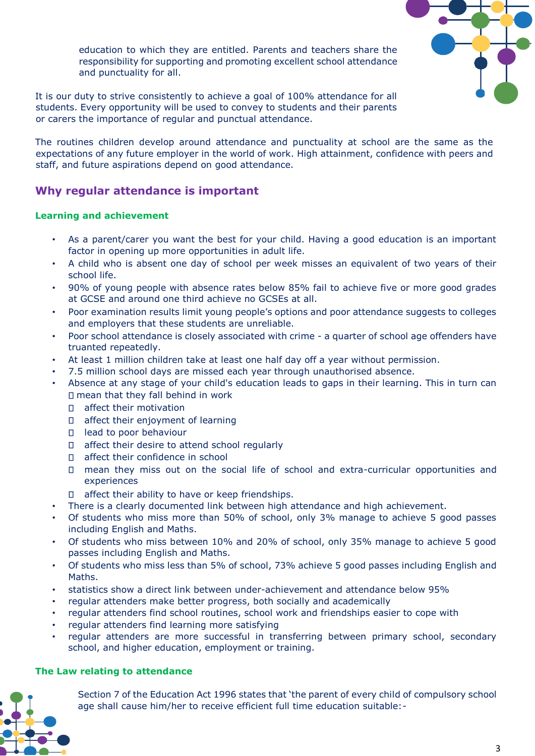education to which they are entitled. Parents and teachers share the responsibility for supporting and promoting excellent school attendance and punctuality for all.

It is our duty to strive consistently to achieve a goal of 100% attendance for all students. Every opportunity will be used to convey to students and their parents or carers the importance of regular and punctual attendance.

The routines children develop around attendance and punctuality at school are the same as the expectations of any future employer in the world of work. High attainment, confidence with peers and staff, and future aspirations depend on good attendance.

## Why regular attendance is important

### Learning and achievement

- As a parent/carer you want the best for your child. Having a good education is an important factor in opening up more opportunities in adult life.
- A child who is absent one day of school per week misses an equivalent of two years of their school life.
- 90% of young people with absence rates below 85% fail to achieve five or more good grades at GCSE and around one third achieve no GCSEs at all.
- Poor examination results limit young people's options and poor attendance suggests to colleges and employers that these students are unreliable.
- Poor school attendance is closely associated with crime - a quarter of school age offenders have truanted repeatedly.
- At least 1 million children take at least one half day off a year without permission.
- 7.5 million school days are missed each year through unauthorised absence.
- Absence at any stage of your child's education leads to gaps in their learning. This in turn can
  - mean that they fall behind in work
  - affect their motivation
  - affect their enjoyment of learning
  - lead to poor behaviour
  - affect their desire to attend school regularly
  - affect their confidence in school
  - mean they miss out on the social life of school and extra-curricular opportunities and experiences
  - affect their ability to have or keep friendships.
- There is a clearly documented link between high attendance and high achievement.
- Of students who miss more than 50% of school, only 3% manage to achieve 5 good passes including English and Maths.
- Of students who miss between 10% and 20% of school, only 35% manage to achieve 5 good passes including English and Maths.
- Of students who miss less than 5% of school, 73% achieve 5 good passes including English and Maths.
- statistics show a direct link between under-achievement and attendance below 95%
- regular attenders make better progress, both socially and academically
- regular attenders find school routines, school work and friendships easier to cope with
- regular attenders find learning more satisfying
- regular attenders are more successful in transferring between primary school, secondary school, and higher education, employment or training.

### The Law relating to attendance

Section 7 of the Education Act 1996 states that 'the parent of every child of compulsory school age shall cause him/her to receive efficient full time education suitable:-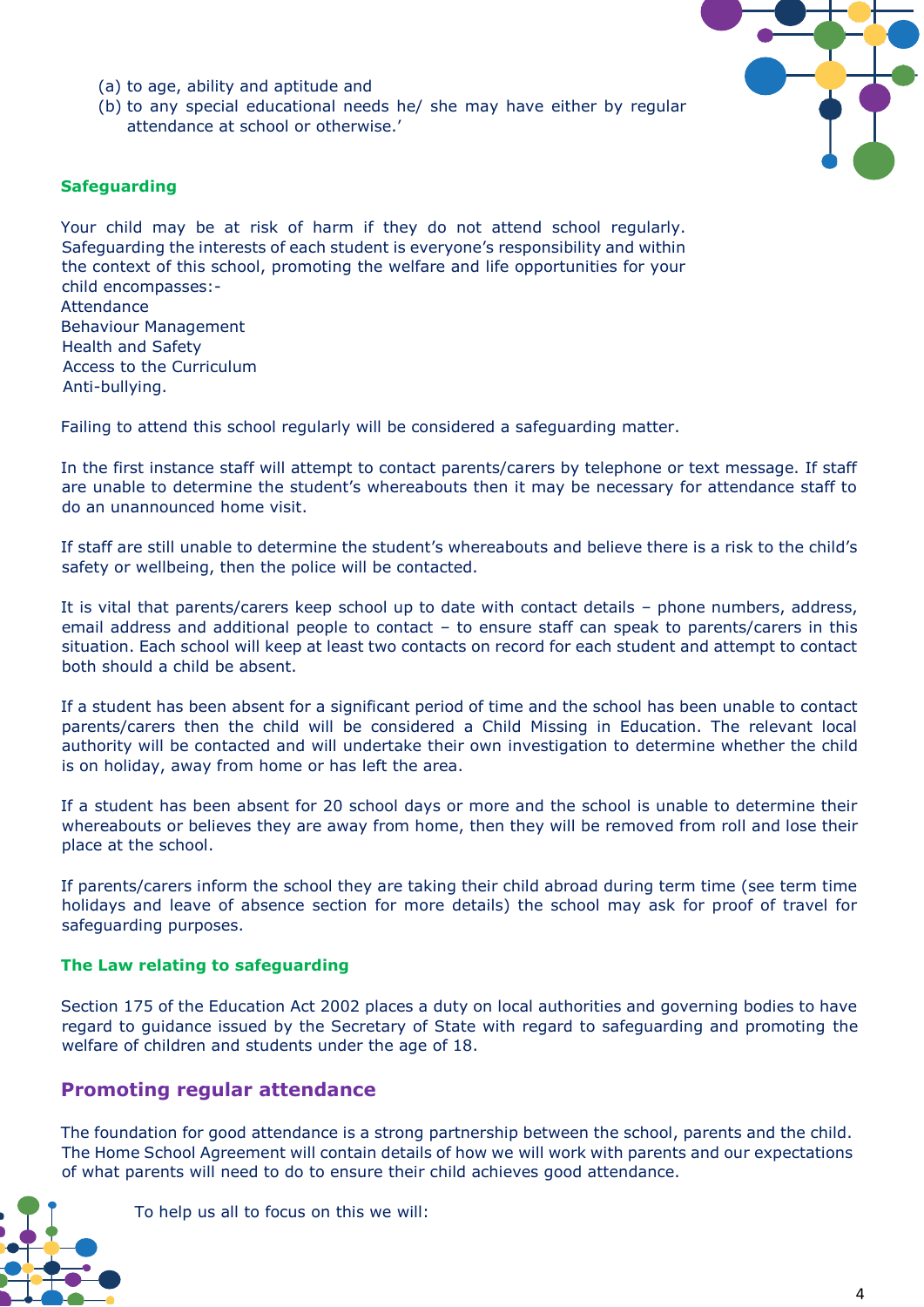(a) to age, ability and aptitude and
(b) to any special educational needs he/ she may have either by regular attendance at school or otherwise.'

### Safeguarding

Your child may be at risk of harm if they do not attend school regularly. Safeguarding the interests of each student is everyone's responsibility and within the context of this school, promoting the welfare and life opportunities for your child encompasses:-
Attendance
Behaviour Management
Health and Safety
Access to the Curriculum
Anti-bullying.

Failing to attend this school regularly will be considered a safeguarding matter.

In the first instance staff will attempt to contact parents/carers by telephone or text message. If staff are unable to determine the student's whereabouts then it may be necessary for attendance staff to do an unannounced home visit.

If staff are still unable to determine the student's whereabouts and believe there is a risk to the child's safety or wellbeing, then the police will be contacted.

It is vital that parents/carers keep school up to date with contact details – phone numbers, address, email address and additional people to contact – to ensure staff can speak to parents/carers in this situation. Each school will keep at least two contacts on record for each student and attempt to contact both should a child be absent.

If a student has been absent for a significant period of time and the school has been unable to contact parents/carers then the child will be considered a Child Missing in Education. The relevant local authority will be contacted and will undertake their own investigation to determine whether the child is on holiday, away from home or has left the area.

If a student has been absent for 20 school days or more and the school is unable to determine their whereabouts or believes they are away from home, then they will be removed from roll and lose their place at the school.

If parents/carers inform the school they are taking their child abroad during term time (see term time holidays and leave of absence section for more details) the school may ask for proof of travel for safeguarding purposes.

### The Law relating to safeguarding

Section 175 of the Education Act 2002 places a duty on local authorities and governing bodies to have regard to guidance issued by the Secretary of State with regard to safeguarding and promoting the welfare of children and students under the age of 18.

## Promoting regular attendance

The foundation for good attendance is a strong partnership between the school, parents and the child. The Home School Agreement will contain details of how we will work with parents and our expectations of what parents will need to do to ensure their child achieves good attendance.

To help us all to focus on this we will: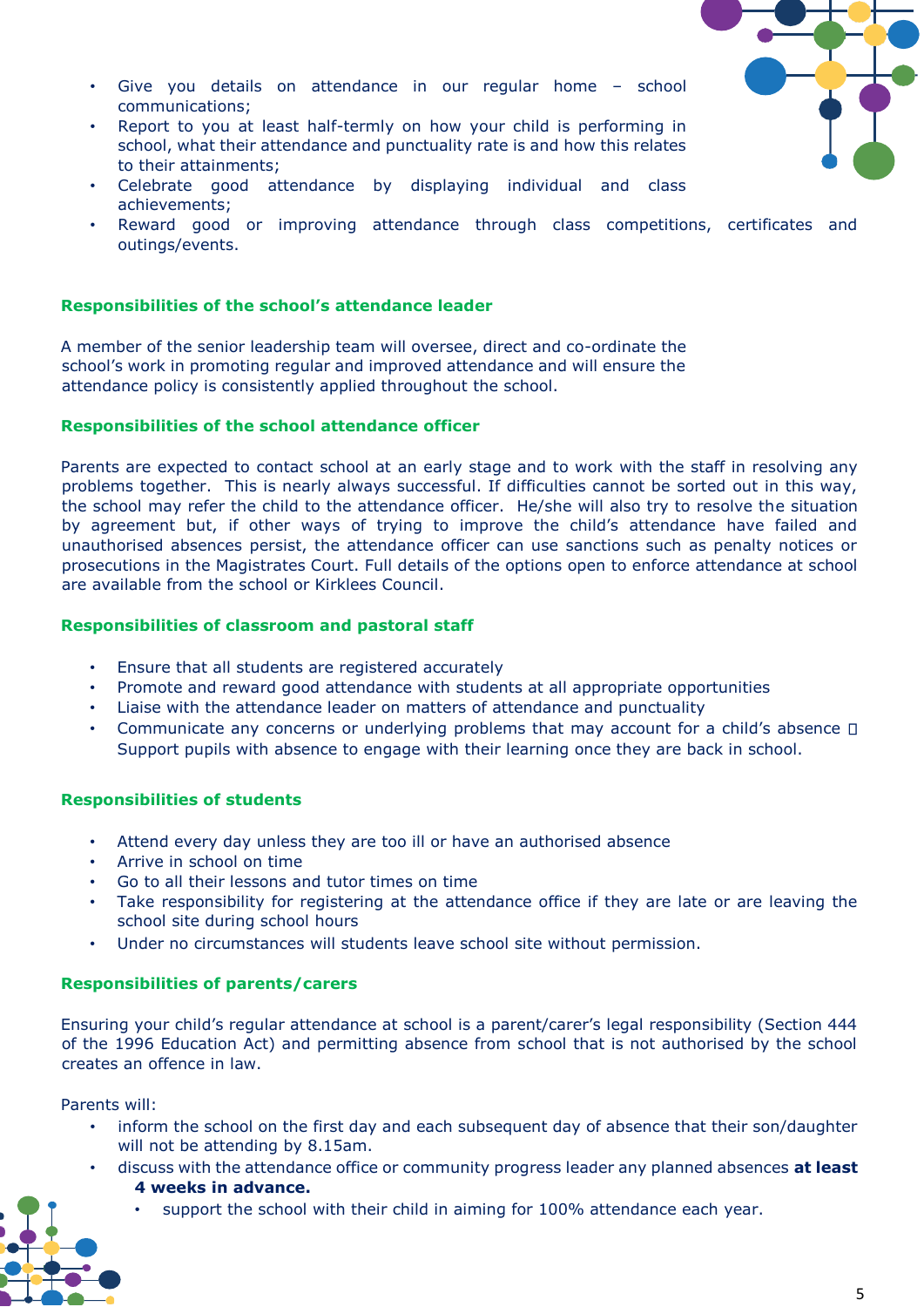- Give you details on attendance in our regular home – school communications;
- Report to you at least half-termly on how your child is performing in school, what their attendance and punctuality rate is and how this relates to their attainments;
- Celebrate good attendance by displaying individual and class achievements;
- Reward good or improving attendance through class competitions, certificates and outings/events.

### Responsibilities of the school's attendance leader

A member of the senior leadership team will oversee, direct and co-ordinate the school's work in promoting regular and improved attendance and will ensure the attendance policy is consistently applied throughout the school.

### Responsibilities of the school attendance officer

Parents are expected to contact school at an early stage and to work with the staff in resolving any problems together. This is nearly always successful. If difficulties cannot be sorted out in this way, the school may refer the child to the attendance officer. He/she will also try to resolve the situation by agreement but, if other ways of trying to improve the child's attendance have failed and unauthorised absences persist, the attendance officer can use sanctions such as penalty notices or prosecutions in the Magistrates Court. Full details of the options open to enforce attendance at school are available from the school or Kirklees Council.

### Responsibilities of classroom and pastoral staff

- Ensure that all students are registered accurately
- Promote and reward good attendance with students at all appropriate opportunities
- Liaise with the attendance leader on matters of attendance and punctuality
- Communicate any concerns or underlying problems that may account for a child's absence  Support pupils with absence to engage with their learning once they are back in school.

### Responsibilities of students

- Attend every day unless they are too ill or have an authorised absence
- Arrive in school on time
- Go to all their lessons and tutor times on time
- Take responsibility for registering at the attendance office if they are late or are leaving the school site during school hours
- Under no circumstances will students leave school site without permission.

### Responsibilities of parents/carers

Ensuring your child's regular attendance at school is a parent/carer's legal responsibility (Section 444 of the 1996 Education Act) and permitting absence from school that is not authorised by the school creates an offence in law.

Parents will:

- inform the school on the first day and each subsequent day of absence that their son/daughter will not be attending by 8.15am.
- discuss with the attendance office or community progress leader any planned absences **at least 4 weeks in advance.**
  - support the school with their child in aiming for 100% attendance each year.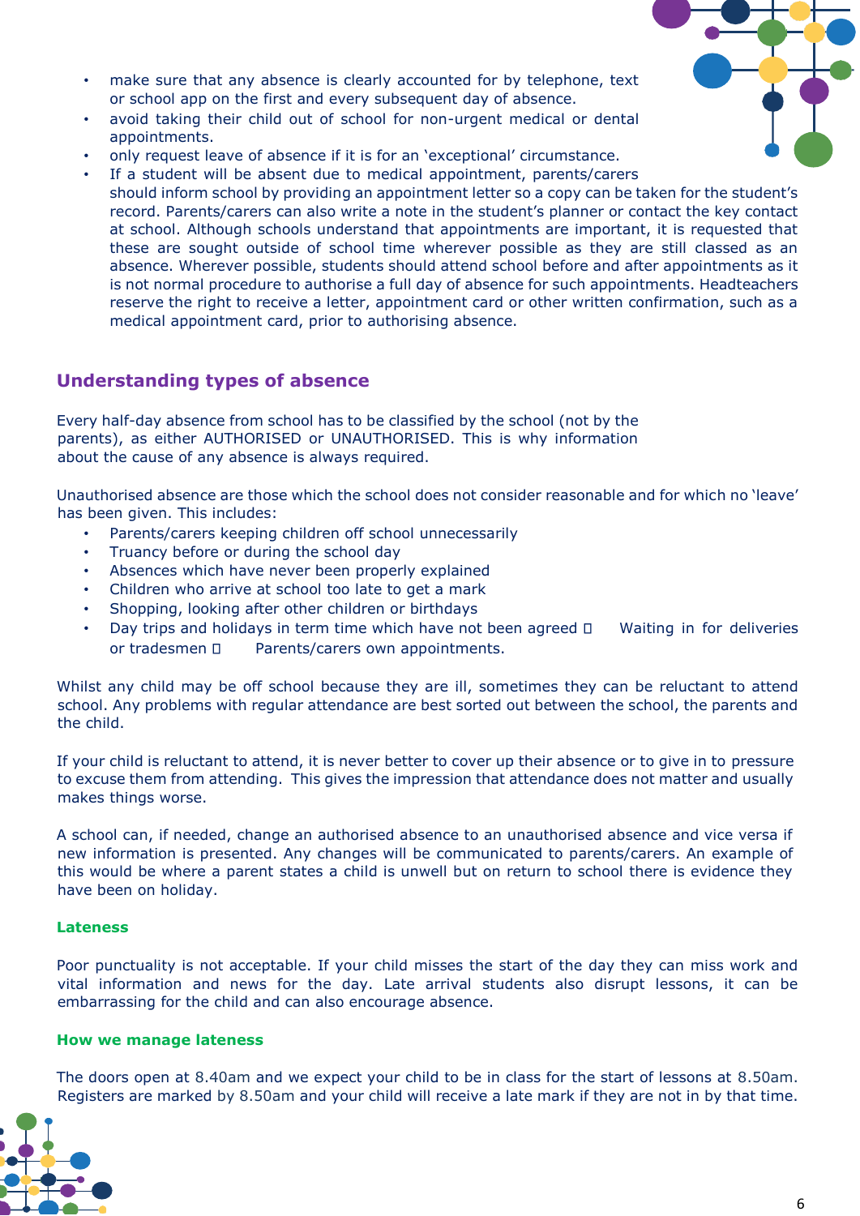- make sure that any absence is clearly accounted for by telephone, text or school app on the first and every subsequent day of absence.
- avoid taking their child out of school for non-urgent medical or dental appointments.
- only request leave of absence if it is for an 'exceptional' circumstance.
- If a student will be absent due to medical appointment, parents/carers should inform school by providing an appointment letter so a copy can be taken for the student's record. Parents/carers can also write a note in the student's planner or contact the key contact at school. Although schools understand that appointments are important, it is requested that these are sought outside of school time wherever possible as they are still classed as an absence. Wherever possible, students should attend school before and after appointments as it is not normal procedure to authorise a full day of absence for such appointments. Headteachers reserve the right to receive a letter, appointment card or other written confirmation, such as a medical appointment card, prior to authorising absence.

## Understanding types of absence

Every half-day absence from school has to be classified by the school (not by the parents), as either AUTHORISED or UNAUTHORISED. This is why information about the cause of any absence is always required.

Unauthorised absence are those which the school does not consider reasonable and for which no 'leave' has been given. This includes:

- Parents/carers keeping children off school unnecessarily
- Truancy before or during the school day
- Absences which have never been properly explained
- Children who arrive at school too late to get a mark
- Shopping, looking after other children or birthdays
- Day trips and holidays in term time which have not been agreed
- Waiting in for deliveries or tradesmen
- Parents/carers own appointments.

Whilst any child may be off school because they are ill, sometimes they can be reluctant to attend school. Any problems with regular attendance are best sorted out between the school, the parents and the child.

If your child is reluctant to attend, it is never better to cover up their absence or to give in to pressure to excuse them from attending. This gives the impression that attendance does not matter and usually makes things worse.

A school can, if needed, change an authorised absence to an unauthorised absence and vice versa if new information is presented. Any changes will be communicated to parents/carers. An example of this would be where a parent states a child is unwell but on return to school there is evidence they have been on holiday.

### Lateness

Poor punctuality is not acceptable. If your child misses the start of the day they can miss work and vital information and news for the day. Late arrival students also disrupt lessons, it can be embarrassing for the child and can also encourage absence.

### How we manage lateness

The doors open at 8.40am and we expect your child to be in class for the start of lessons at 8.50am. Registers are marked by 8.50am and your child will receive a late mark if they are not in by that time.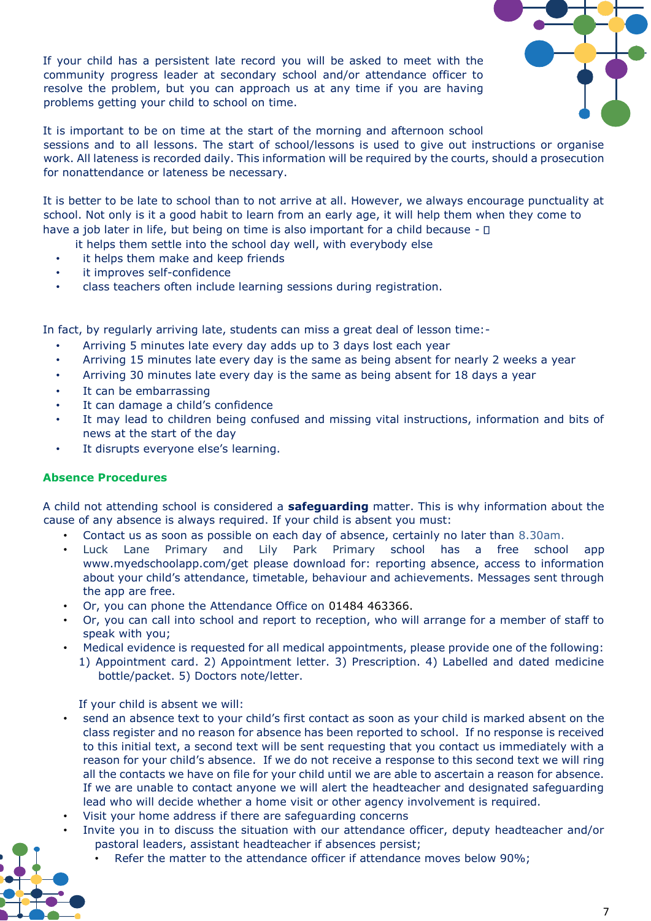If your child has a persistent late record you will be asked to meet with the community progress leader at secondary school and/or attendance officer to resolve the problem, but you can approach us at any time if you are having problems getting your child to school on time.

It is important to be on time at the start of the morning and afternoon school sessions and to all lessons. The start of school/lessons is used to give out instructions or organise work. All lateness is recorded daily. This information will be required by the courts, should a prosecution for nonattendance or lateness be necessary.

It is better to be late to school than to not arrive at all. However, we always encourage punctuality at school. Not only is it a good habit to learn from an early age, it will help them when they come to have a job later in life, but being on time is also important for a child because - 

- it helps them settle into the school day well, with everybody else
- it helps them make and keep friends
- it improves self-confidence
- class teachers often include learning sessions during registration.

In fact, by regularly arriving late, students can miss a great deal of lesson time:-

- Arriving 5 minutes late every day adds up to 3 days lost each year
- Arriving 15 minutes late every day is the same as being absent for nearly 2 weeks a year
- Arriving 30 minutes late every day is the same as being absent for 18 days a year
- It can be embarrassing
- It can damage a child's confidence
- It may lead to children being confused and missing vital instructions, information and bits of news at the start of the day
- It disrupts everyone else's learning.

## Absence Procedures

A child not attending school is considered a **safeguarding** matter. This is why information about the cause of any absence is always required. If your child is absent you must:

- Contact us as soon as possible on each day of absence, certainly no later than 8.30am.
- Luck Lane Primary and Lily Park Primary school has a free school app www.myedschoolapp.com/get please download for: reporting absence, access to information about your child's attendance, timetable, behaviour and achievements. Messages sent through the app are free.
- Or, you can phone the Attendance Office on 01484 463366.
- Or, you can call into school and report to reception, who will arrange for a member of staff to speak with you;
- Medical evidence is requested for all medical appointments, please provide one of the following: 1) Appointment card. 2) Appointment letter. 3) Prescription. 4) Labelled and dated medicine bottle/packet. 5) Doctors note/letter.

If your child is absent we will:

- send an absence text to your child's first contact as soon as your child is marked absent on the class register and no reason for absence has been reported to school. If no response is received to this initial text, a second text will be sent requesting that you contact us immediately with a reason for your child's absence. If we do not receive a response to this second text we will ring all the contacts we have on file for your child until we are able to ascertain a reason for absence. If we are unable to contact anyone we will alert the headteacher and designated safeguarding lead who will decide whether a home visit or other agency involvement is required.
- Visit your home address if there are safeguarding concerns
- Invite you in to discuss the situation with our attendance officer, deputy headteacher and/or pastoral leaders, assistant headteacher if absences persist;
  - Refer the matter to the attendance officer if attendance moves below 90%;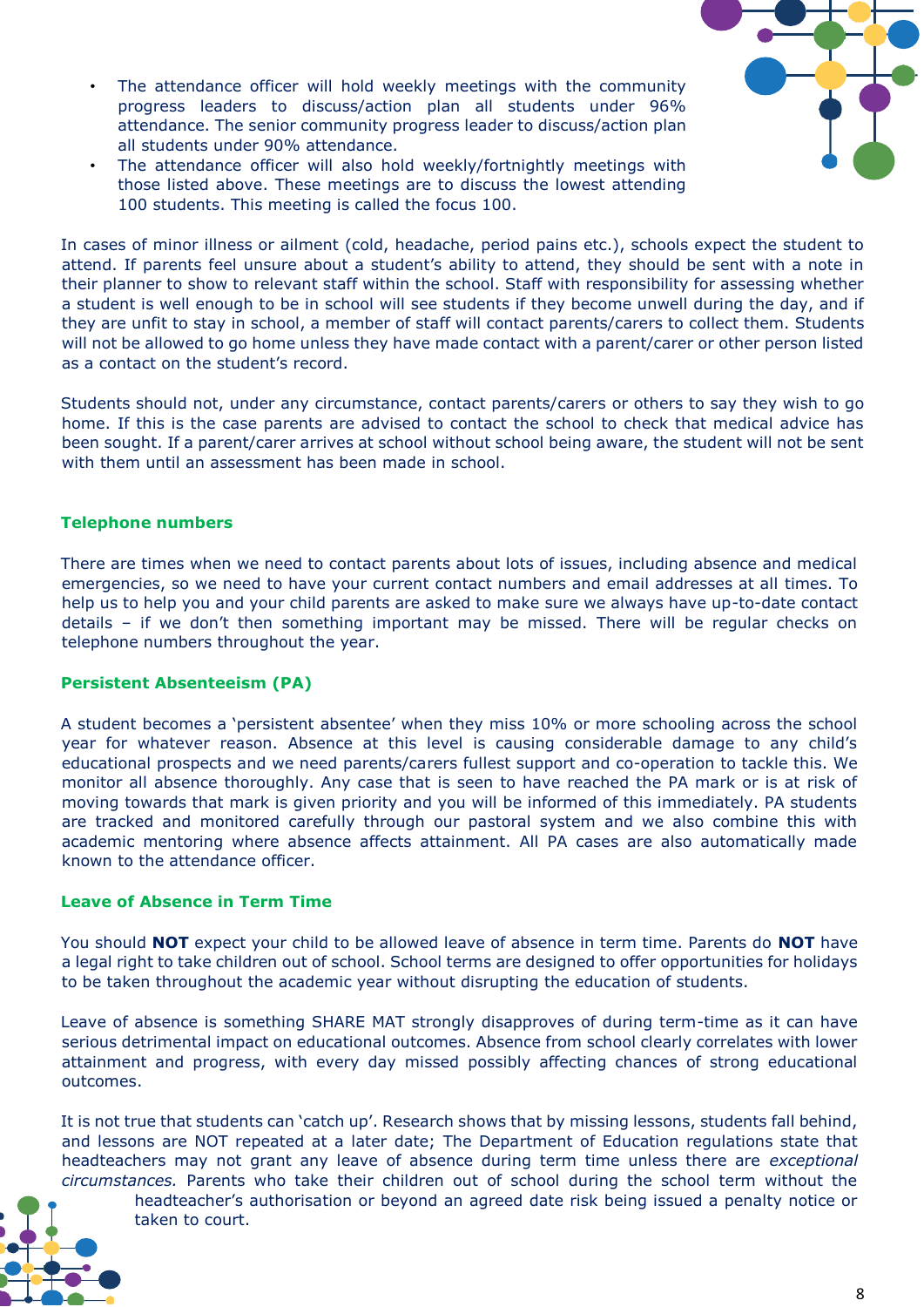- The attendance officer will hold weekly meetings with the community progress leaders to discuss/action plan all students under 96% attendance. The senior community progress leader to discuss/action plan all students under 90% attendance.
- The attendance officer will also hold weekly/fortnightly meetings with those listed above. These meetings are to discuss the lowest attending 100 students. This meeting is called the focus 100.

In cases of minor illness or ailment (cold, headache, period pains etc.), schools expect the student to attend. If parents feel unsure about a student's ability to attend, they should be sent with a note in their planner to show to relevant staff within the school. Staff with responsibility for assessing whether a student is well enough to be in school will see students if they become unwell during the day, and if they are unfit to stay in school, a member of staff will contact parents/carers to collect them. Students will not be allowed to go home unless they have made contact with a parent/carer or other person listed as a contact on the student's record.

Students should not, under any circumstance, contact parents/carers or others to say they wish to go home. If this is the case parents are advised to contact the school to check that medical advice has been sought. If a parent/carer arrives at school without school being aware, the student will not be sent with them until an assessment has been made in school.

## Telephone numbers

There are times when we need to contact parents about lots of issues, including absence and medical emergencies, so we need to have your current contact numbers and email addresses at all times. To help us to help you and your child parents are asked to make sure we always have up-to-date contact details – if we don't then something important may be missed. There will be regular checks on telephone numbers throughout the year.

## Persistent Absenteeism (PA)

A student becomes a 'persistent absentee' when they miss 10% or more schooling across the school year for whatever reason. Absence at this level is causing considerable damage to any child's educational prospects and we need parents/carers fullest support and co-operation to tackle this. We monitor all absence thoroughly. Any case that is seen to have reached the PA mark or is at risk of moving towards that mark is given priority and you will be informed of this immediately. PA students are tracked and monitored carefully through our pastoral system and we also combine this with academic mentoring where absence affects attainment. All PA cases are also automatically made known to the attendance officer.

## Leave of Absence in Term Time

You should **NOT** expect your child to be allowed leave of absence in term time. Parents do **NOT** have a legal right to take children out of school. School terms are designed to offer opportunities for holidays to be taken throughout the academic year without disrupting the education of students.

Leave of absence is something SHARE MAT strongly disapproves of during term-time as it can have serious detrimental impact on educational outcomes. Absence from school clearly correlates with lower attainment and progress, with every day missed possibly affecting chances of strong educational outcomes.

It is not true that students can 'catch up'. Research shows that by missing lessons, students fall behind, and lessons are NOT repeated at a later date; The Department of Education regulations state that headteachers may not grant any leave of absence during term time unless there are *exceptional circumstances.* Parents who take their children out of school during the school term without the headteacher's authorisation or beyond an agreed date risk being issued a penalty notice or taken to court.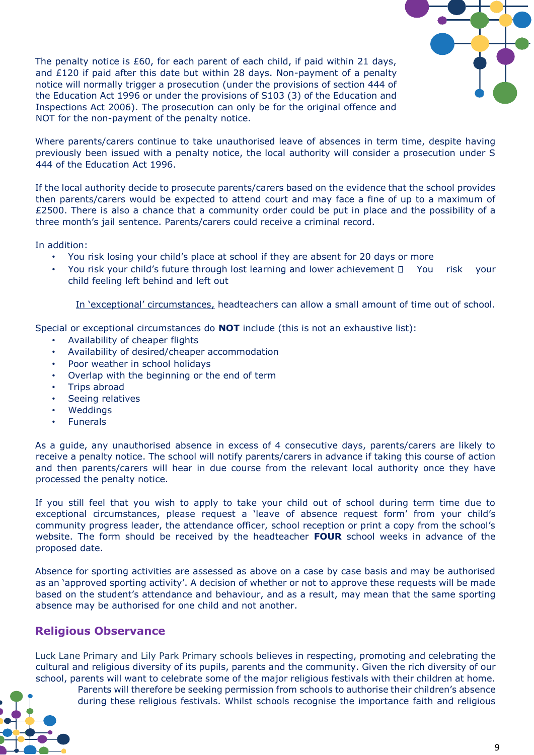The penalty notice is £60, for each parent of each child, if paid within 21 days, and £120 if paid after this date but within 28 days. Non-payment of a penalty notice will normally trigger a prosecution (under the provisions of section 444 of the Education Act 1996 or under the provisions of S103 (3) of the Education and Inspections Act 2006). The prosecution can only be for the original offence and NOT for the non-payment of the penalty notice.

Where parents/carers continue to take unauthorised leave of absences in term time, despite having previously been issued with a penalty notice, the local authority will consider a prosecution under S 444 of the Education Act 1996.

If the local authority decide to prosecute parents/carers based on the evidence that the school provides then parents/carers would be expected to attend court and may face a fine of up to a maximum of £2500. There is also a chance that a community order could be put in place and the possibility of a three month's jail sentence. Parents/carers could receive a criminal record.

In addition:

- You risk losing your child's place at school if they are absent for 20 days or more
- You risk your child's future through lost learning and lower achievement  You risk your child feeling left behind and left out

In 'exceptional' circumstances, headteachers can allow a small amount of time out of school.

Special or exceptional circumstances do **NOT** include (this is not an exhaustive list):

- Availability of cheaper flights
- Availability of desired/cheaper accommodation
- Poor weather in school holidays
- Overlap with the beginning or the end of term
- Trips abroad
- Seeing relatives
- Weddings
- Funerals

As a guide, any unauthorised absence in excess of 4 consecutive days, parents/carers are likely to receive a penalty notice. The school will notify parents/carers in advance if taking this course of action and then parents/carers will hear in due course from the relevant local authority once they have processed the penalty notice.

If you still feel that you wish to apply to take your child out of school during term time due to exceptional circumstances, please request a 'leave of absence request form' from your child's community progress leader, the attendance officer, school reception or print a copy from the school's website. The form should be received by the headteacher **FOUR** school weeks in advance of the proposed date.

Absence for sporting activities are assessed as above on a case by case basis and may be authorised as an 'approved sporting activity'. A decision of whether or not to approve these requests will be made based on the student's attendance and behaviour, and as a result, may mean that the same sporting absence may be authorised for one child and not another.

## Religious Observance

Luck Lane Primary and Lily Park Primary schools believes in respecting, promoting and celebrating the cultural and religious diversity of its pupils, parents and the community. Given the rich diversity of our school, parents will want to celebrate some of the major religious festivals with their children at home. Parents will therefore be seeking permission from schools to authorise their children's absence during these religious festivals. Whilst schools recognise the importance faith and religious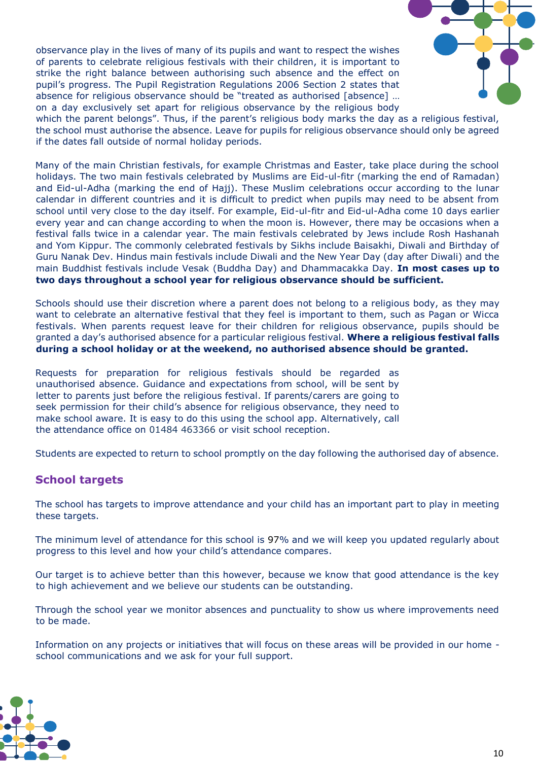observance play in the lives of many of its pupils and want to respect the wishes of parents to celebrate religious festivals with their children, it is important to strike the right balance between authorising such absence and the effect on pupil's progress. The Pupil Registration Regulations 2006 Section 2 states that absence for religious observance should be "treated as authorised [absence] … on a day exclusively set apart for religious observance by the religious body which the parent belongs". Thus, if the parent's religious body marks the day as a religious festival, the school must authorise the absence. Leave for pupils for religious observance should only be agreed if the dates fall outside of normal holiday periods.

Many of the main Christian festivals, for example Christmas and Easter, take place during the school holidays. The two main festivals celebrated by Muslims are Eid-ul-fitr (marking the end of Ramadan) and Eid-ul-Adha (marking the end of Hajj). These Muslim celebrations occur according to the lunar calendar in different countries and it is difficult to predict when pupils may need to be absent from school until very close to the day itself. For example, Eid-ul-fitr and Eid-ul-Adha come 10 days earlier every year and can change according to when the moon is. However, there may be occasions when a festival falls twice in a calendar year. The main festivals celebrated by Jews include Rosh Hashanah and Yom Kippur. The commonly celebrated festivals by Sikhs include Baisakhi, Diwali and Birthday of Guru Nanak Dev. Hindus main festivals include Diwali and the New Year Day (day after Diwali) and the main Buddhist festivals include Vesak (Buddha Day) and Dhammacakka Day. **In most cases up to two days throughout a school year for religious observance should be sufficient.**

Schools should use their discretion where a parent does not belong to a religious body, as they may want to celebrate an alternative festival that they feel is important to them, such as Pagan or Wicca festivals. When parents request leave for their children for religious observance, pupils should be granted a day's authorised absence for a particular religious festival. **Where a religious festival falls during a school holiday or at the weekend, no authorised absence should be granted.**

Requests for preparation for religious festivals should be regarded as unauthorised absence. Guidance and expectations from school, will be sent by letter to parents just before the religious festival. If parents/carers are going to seek permission for their child's absence for religious observance, they need to make school aware. It is easy to do this using the school app. Alternatively, call the attendance office on 01484 463366 or visit school reception.

Students are expected to return to school promptly on the day following the authorised day of absence.

## School targets

The school has targets to improve attendance and your child has an important part to play in meeting these targets.

The minimum level of attendance for this school is 97% and we will keep you updated regularly about progress to this level and how your child's attendance compares.

Our target is to achieve better than this however, because we know that good attendance is the key to high achievement and we believe our students can be outstanding.

Through the school year we monitor absences and punctuality to show us where improvements need to be made.

Information on any projects or initiatives that will focus on these areas will be provided in our home - school communications and we ask for your full support.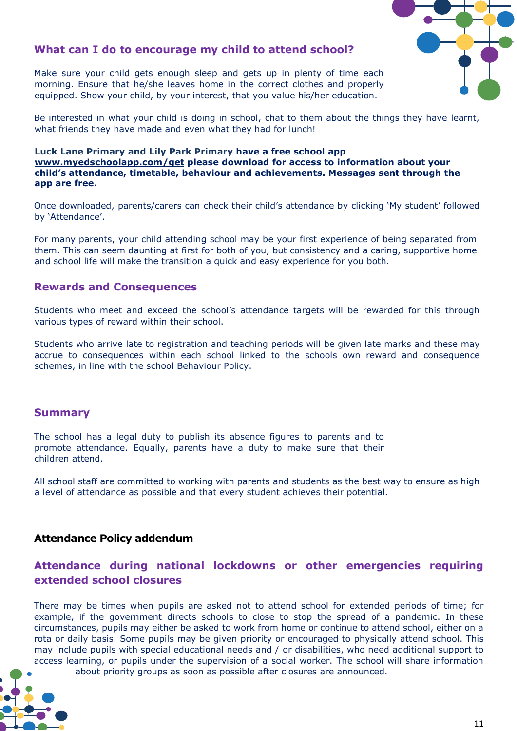## What can I do to encourage my child to attend school?

Make sure your child gets enough sleep and gets up in plenty of time each morning. Ensure that he/she leaves home in the correct clothes and properly equipped. Show your child, by your interest, that you value his/her education.

Be interested in what your child is doing in school, chat to them about the things they have learnt, what friends they have made and even what they had for lunch!

**Luck Lane Primary and Lily Park Primary have a free school app www.myedschoolapp.com/get please download for access to information about your child's attendance, timetable, behaviour and achievements. Messages sent through the app are free.**

Once downloaded, parents/carers can check their child's attendance by clicking 'My student' followed by 'Attendance'.

For many parents, your child attending school may be your first experience of being separated from them. This can seem daunting at first for both of you, but consistency and a caring, supportive home and school life will make the transition a quick and easy experience for you both.

## Rewards and Consequences

Students who meet and exceed the school's attendance targets will be rewarded for this through various types of reward within their school.

Students who arrive late to registration and teaching periods will be given late marks and these may accrue to consequences within each school linked to the schools own reward and consequence schemes, in line with the school Behaviour Policy.

## Summary

The school has a legal duty to publish its absence figures to parents and to promote attendance. Equally, parents have a duty to make sure that their children attend.

All school staff are committed to working with parents and students as the best way to ensure as high a level of attendance as possible and that every student achieves their potential.

# Attendance Policy addendum

## Attendance during national lockdowns or other emergencies requiring extended school closures

There may be times when pupils are asked not to attend school for extended periods of time; for example, if the government directs schools to close to stop the spread of a pandemic. In these circumstances, pupils may either be asked to work from home or continue to attend school, either on a rota or daily basis. Some pupils may be given priority or encouraged to physically attend school. This may include pupils with special educational needs and / or disabilities, who need additional support to access learning, or pupils under the supervision of a social worker. The school will share information about priority groups as soon as possible after closures are announced.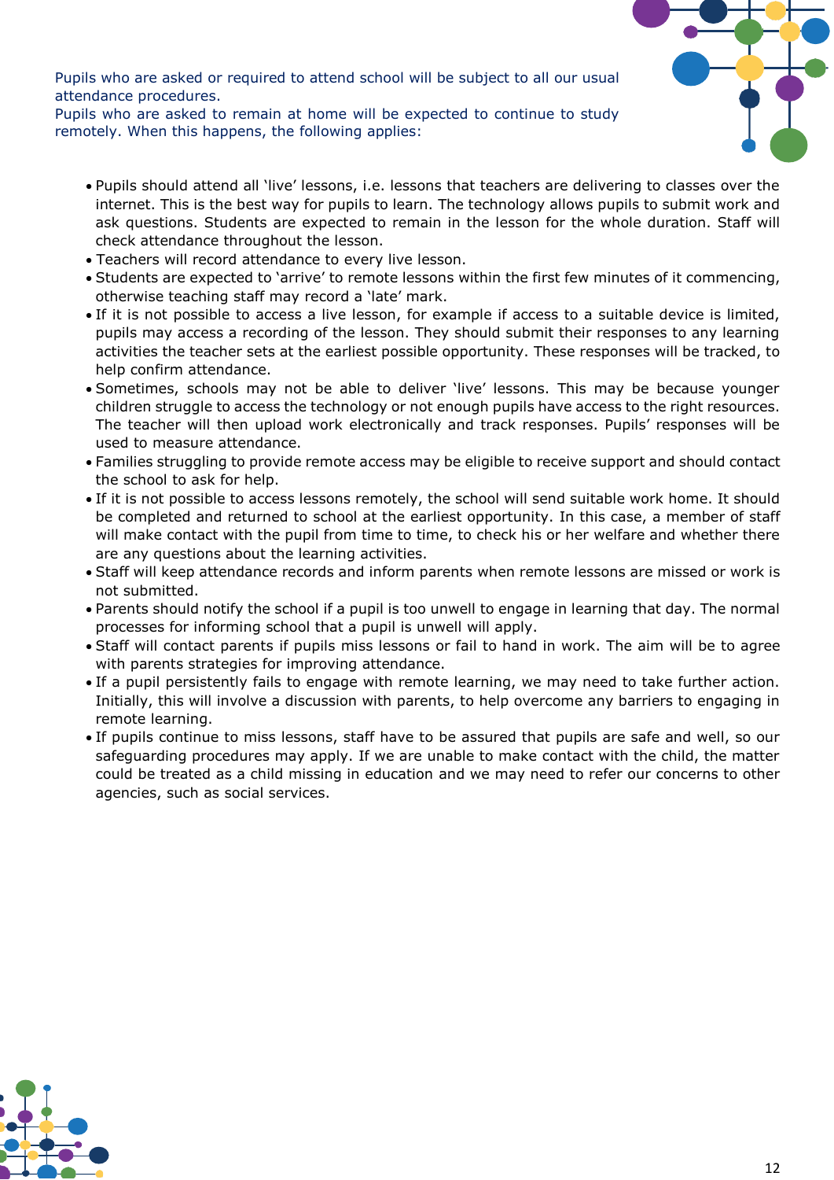Pupils who are asked or required to attend school will be subject to all our usual attendance procedures.
Pupils who are asked to remain at home will be expected to continue to study remotely. When this happens, the following applies:

- Pupils should attend all 'live' lessons, i.e. lessons that teachers are delivering to classes over the internet. This is the best way for pupils to learn. The technology allows pupils to submit work and ask questions. Students are expected to remain in the lesson for the whole duration. Staff will check attendance throughout the lesson.
- Teachers will record attendance to every live lesson.
- Students are expected to 'arrive' to remote lessons within the first few minutes of it commencing, otherwise teaching staff may record a 'late' mark.
- If it is not possible to access a live lesson, for example if access to a suitable device is limited, pupils may access a recording of the lesson. They should submit their responses to any learning activities the teacher sets at the earliest possible opportunity. These responses will be tracked, to help confirm attendance.
- Sometimes, schools may not be able to deliver 'live' lessons. This may be because younger children struggle to access the technology or not enough pupils have access to the right resources. The teacher will then upload work electronically and track responses. Pupils' responses will be used to measure attendance.
- Families struggling to provide remote access may be eligible to receive support and should contact the school to ask for help.
- If it is not possible to access lessons remotely, the school will send suitable work home. It should be completed and returned to school at the earliest opportunity. In this case, a member of staff will make contact with the pupil from time to time, to check his or her welfare and whether there are any questions about the learning activities.
- Staff will keep attendance records and inform parents when remote lessons are missed or work is not submitted.
- Parents should notify the school if a pupil is too unwell to engage in learning that day. The normal processes for informing school that a pupil is unwell will apply.
- Staff will contact parents if pupils miss lessons or fail to hand in work. The aim will be to agree with parents strategies for improving attendance.
- If a pupil persistently fails to engage with remote learning, we may need to take further action. Initially, this will involve a discussion with parents, to help overcome any barriers to engaging in remote learning.
- If pupils continue to miss lessons, staff have to be assured that pupils are safe and well, so our safeguarding procedures may apply. If we are unable to make contact with the child, the matter could be treated as a child missing in education and we may need to refer our concerns to other agencies, such as social services.